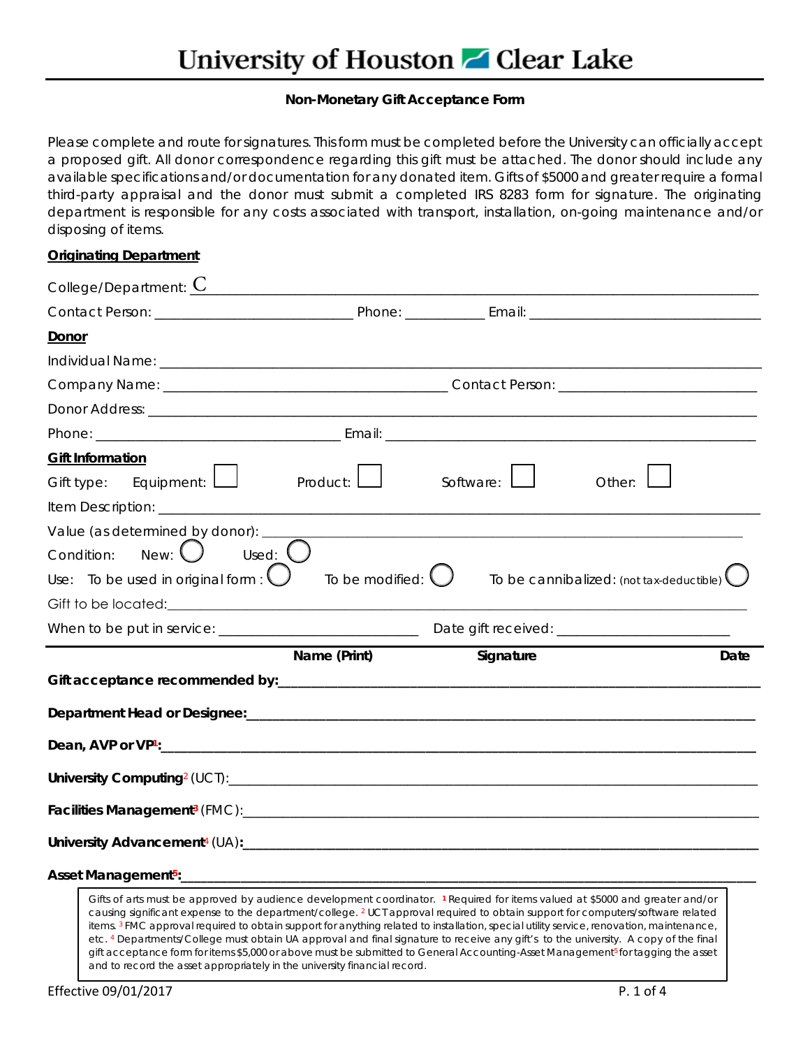# University of Houston Clear Lake

**Non-Monetary Gift Acceptance Form**

Please complete and route for signatures. This form must be completed before the University can officially accept a proposed gift. All donor correspondence regarding this gift must be attached. The donor should include any available specifications and/or documentation for any donated item. Gifts of $5000 and greater require a formal third-party appraisal and the donor must submit a completed IRS 8283 form for signature. The originating department is responsible for any costs associated with transport, installation, on-going maintenance and/or disposing of items.

**Originating Department**

College/Department: C ____________________

Contact Person: ____________________ Phone: __________ Email: ____________________

**Donor**

Individual Name: ____________________

Company Name: ____________________ Contact Person: ____________________

Donor Address: ____________________

Phone: ____________________ Email: ____________________

**Gift Information**

Gift type: Equipment: ☐ Product: ☐ Software: ☐ Other: ☐

Item Description: ____________________

Value (as determined by donor): ____________________

Condition: New: ◯ Used: ◯

Use: To be used in original form : ◯ To be modified: ◯ To be cannibalized: (not tax-deductible) ◯

Gift to be located: ____________________

When to be put in service: ____________________ Date gift received: ____________________

| | Name (Print) | Signature | Date |
|---|---|---|---|
| **Gift acceptance recommended by:** | | | |
| **Department Head or Designee:** | | | |
| **Dean, AVP or VP**[1]**:** | | | |
| **University Computing**[2] (UCT): | | | |
| **Facilities Management**[3] (FMC): | | | |
| **University Advancement**[4] (UA)**:** | | | |
| **Asset Management**[5]**:** | | | |

Gifts of arts must be approved by audience development coordinator. [1] Required for items valued at $5000 and greater and/or causing significant expense to the department/college. [2] UCT approval required to obtain support for computers/software related items. [3] FMC approval required to obtain support for anything related to installation, special utility service, renovation, maintenance, etc. [4] Departments/College must obtain UA approval and final signature to receive any gift's to the university. A copy of the final gift acceptance form for items $5,000 or above must be submitted to General Accounting-Asset Management[5] for tagging the asset and to record the asset appropriately in the university financial record.

Effective 09/01/2017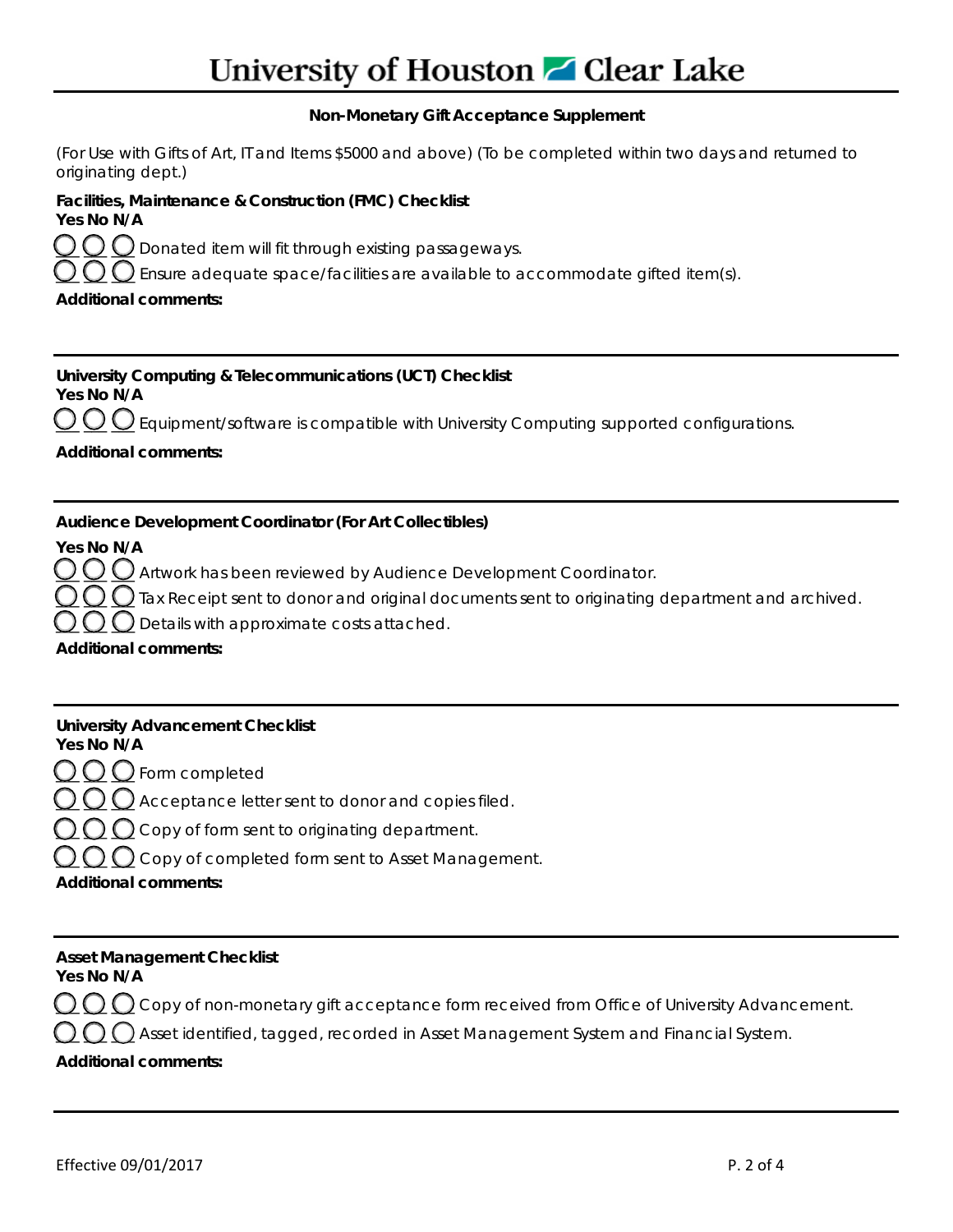# University of Houston Clear Lake

**Non-Monetary Gift Acceptance Supplement**

(For Use with Gifts of Art, IT and Items $5000 and above) (To be completed within two days and returned to originating dept.)

**Facilities, Maintenance & Construction (FMC) Checklist**

**Yes No N/A**

◯ ◯ ◯ Donated item will fit through existing passageways.

◯ ◯ ◯ Ensure adequate space/facilities are available to accommodate gifted item(s).

**Additional comments:**

---

**University Computing & Telecommunications (UCT) Checklist**

**Yes No N/A**

◯ ◯ ◯ Equipment/software is compatible with University Computing supported configurations.

**Additional comments:**

---

**Audience Development Coordinator (For Art Collectibles)**

**Yes No N/A**

◯ ◯ ◯ Artwork has been reviewed by Audience Development Coordinator.

◯ ◯ ◯ Tax Receipt sent to donor and original documents sent to originating department and archived.

◯ ◯ ◯ Details with approximate costs attached.

**Additional comments:**

---

**University Advancement Checklist**

**Yes No N/A**

◯ ◯ ◯ Form completed

◯ ◯ ◯ Acceptance letter sent to donor and copies filed.

◯ ◯ ◯ Copy of form sent to originating department.

◯ ◯ ◯ Copy of completed form sent to Asset Management.

**Additional comments:**

---

**Asset Management Checklist**

**Yes No N/A**

◯ ◯ ◯ Copy of non-monetary gift acceptance form received from Office of University Advancement.

◯ ◯ ◯ Asset identified, tagged, recorded in Asset Management System and Financial System.

**Additional comments:**

---

Effective 09/01/2017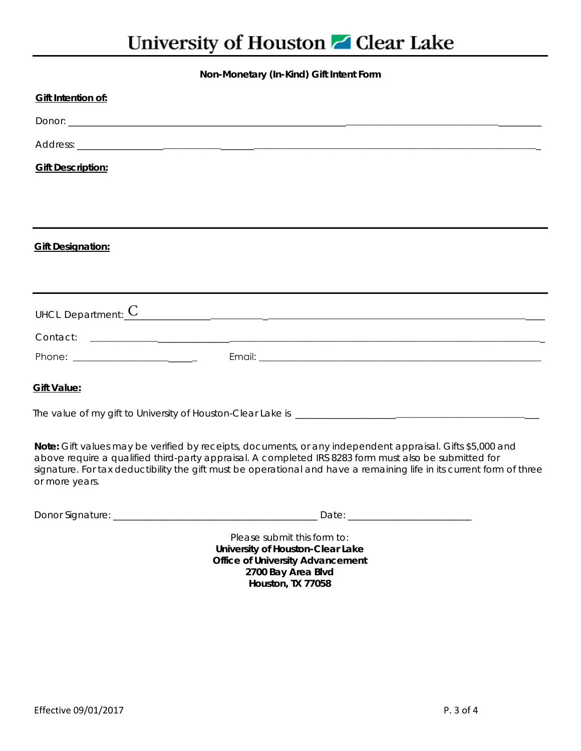# University of Houston Clear Lake

**Non-Monetary (In-Kind) Gift Intent Form**

**Gift Intention of:**

Donor: ____________________________________________________________________________

Address: __________________________________________________________________________

**Gift Description:**

---

**Gift Designation:**

---

UHCL Department: C ________________________________________________________________

Contact: __________________________________________________________________________

Phone: __________________________ Email: ___________________________________________

**Gift Value:**

The value of my gift to University of Houston-Clear Lake is _______________________________________________

**Note:** Gift values may be verified by receipts, documents, or any independent appraisal. Gifts $5,000 and above require a qualified third-party appraisal. A completed IRS 8283 form must also be submitted for signature. For tax deductibility the gift must be operational and have a remaining life in its current form of three or more years.

Donor Signature: ________________________________________ Date: ________________________

Please submit this form to:
**University of Houston-Clear Lake**
**Office of University Advancement**
**2700 Bay Area Blvd**
**Houston, TX 77058**

Effective 09/01/2017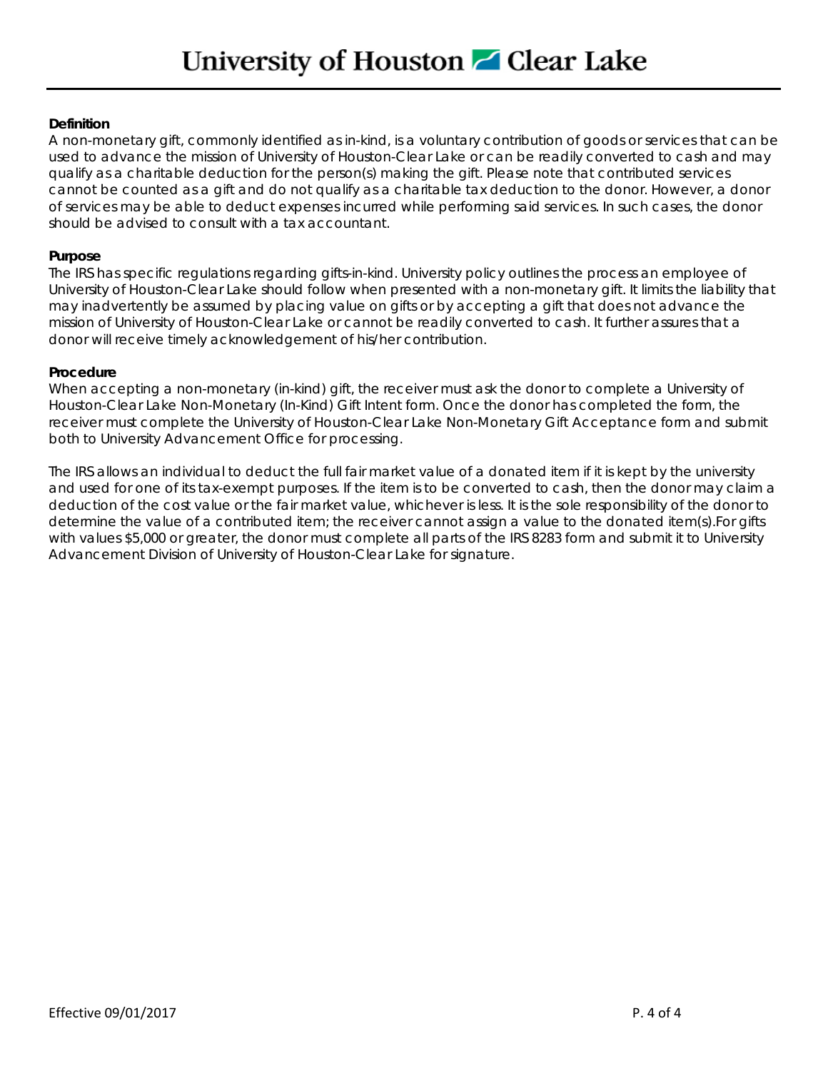**Definition**

A non-monetary gift, commonly identified as in-kind, is a voluntary contribution of goods or services that can be used to advance the mission of University of Houston-Clear Lake or can be readily converted to cash and may qualify as a charitable deduction for the person(s) making the gift. Please note that contributed services cannot be counted as a gift and do not qualify as a charitable tax deduction to the donor. However, a donor of services may be able to deduct expenses incurred while performing said services. In such cases, the donor should be advised to consult with a tax accountant.

**Purpose**

The IRS has specific regulations regarding gifts-in-kind. University policy outlines the process an employee of University of Houston-Clear Lake should follow when presented with a non-monetary gift. It limits the liability that may inadvertently be assumed by placing value on gifts or by accepting a gift that does not advance the mission of University of Houston-Clear Lake or cannot be readily converted to cash. It further assures that a donor will receive timely acknowledgement of his/her contribution.

**Procedure**

When accepting a non-monetary (in-kind) gift, the receiver must ask the donor to complete a University of Houston-Clear Lake Non-Monetary (In-Kind) Gift Intent form. Once the donor has completed the form, the receiver must complete the University of Houston-Clear Lake Non-Monetary Gift Acceptance form and submit both to University Advancement Office for processing.

The IRS allows an individual to deduct the full fair market value of a donated item if it is kept by the university and used for one of its tax-exempt purposes. If the item is to be converted to cash, then the donor may claim a deduction of the cost value or the fair market value, whichever is less. It is the sole responsibility of the donor to determine the value of a contributed item; the receiver cannot assign a value to the donated item(s).For gifts with values $5,000 or greater, the donor must complete all parts of the IRS 8283 form and submit it to University Advancement Division of University of Houston-Clear Lake for signature.

Effective 09/01/2017